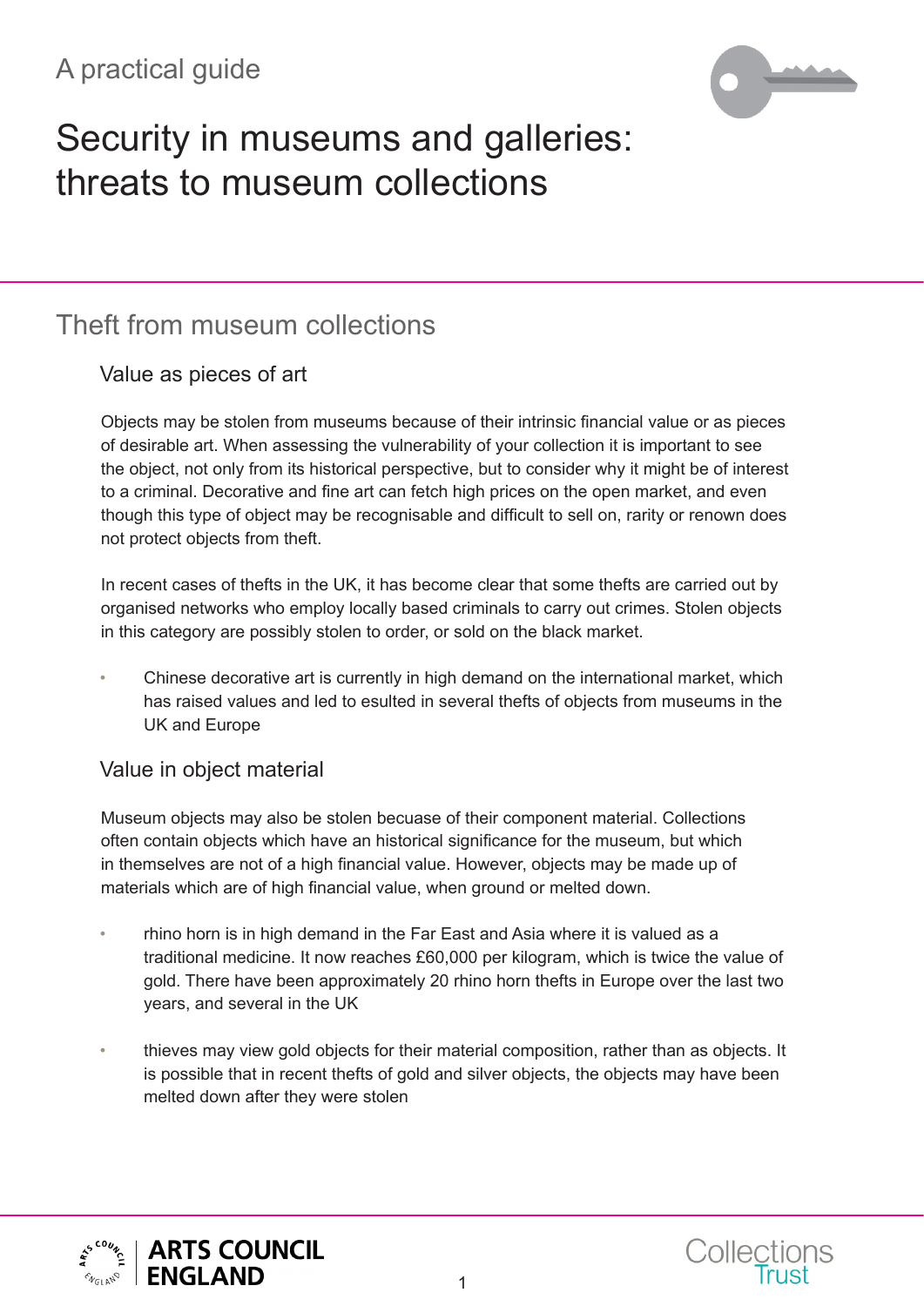A practical guide

# Security in museums and galleries: threats to museum collections

## Theft from museum collections

### Value as pieces of art

Objects may be stolen from museums because of their intrinsic financial value or as pieces of desirable art. When assessing the vulnerability of your collection it is important to see the object, not only from its historical perspective, but to consider why it might be of interest to a criminal. Decorative and fine art can fetch high prices on the open market, and even though this type of object may be recognisable and difficult to sell on, rarity or renown does not protect objects from theft.

In recent cases of thefts in the UK, it has become clear that some thefts are carried out by organised networks who employ locally based criminals to carry out crimes. Stolen objects in this category are possibly stolen to order, or sold on the black market.

- Chinese decorative art is currently in high demand on the international market, which has raised values and led to esulted in several thefts of objects from museums in the UK and Europe

### Value in object material

Museum objects may also be stolen becuase of their component material. Collections often contain objects which have an historical significance for the museum, but which in themselves are not of a high financial value. However, objects may be made up of materials which are of high financial value, when ground or melted down.

- rhino horn is in high demand in the Far East and Asia where it is valued as a traditional medicine. It now reaches £60,000 per kilogram, which is twice the value of gold. There have been approximately 20 rhino horn thefts in Europe over the last two years, and several in the UK

- thieves may view gold objects for their material composition, rather than as objects. It is possible that in recent thefts of gold and silver objects, the objects may have been melted down after they were stolen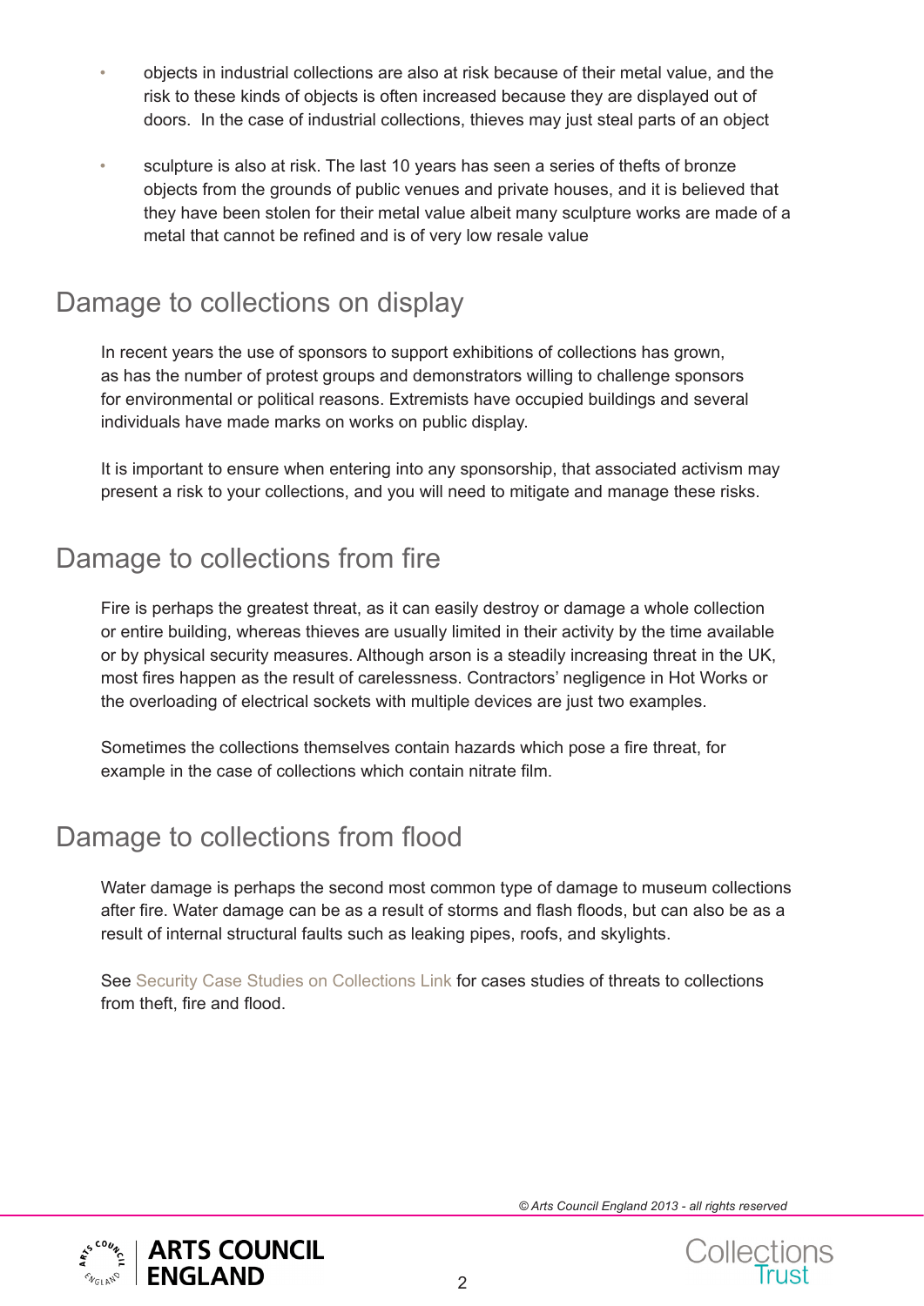- objects in industrial collections are also at risk because of their metal value, and the risk to these kinds of objects is often increased because they are displayed out of doors. In the case of industrial collections, thieves may just steal parts of an object
- sculpture is also at risk. The last 10 years has seen a series of thefts of bronze objects from the grounds of public venues and private houses, and it is believed that they have been stolen for their metal value albeit many sculpture works are made of a metal that cannot be refined and is of very low resale value

## Damage to collections on display

In recent years the use of sponsors to support exhibitions of collections has grown, as has the number of protest groups and demonstrators willing to challenge sponsors for environmental or political reasons. Extremists have occupied buildings and several individuals have made marks on works on public display.

It is important to ensure when entering into any sponsorship, that associated activism may present a risk to your collections, and you will need to mitigate and manage these risks.

## Damage to collections from fire

Fire is perhaps the greatest threat, as it can easily destroy or damage a whole collection or entire building, whereas thieves are usually limited in their activity by the time available or by physical security measures. Although arson is a steadily increasing threat in the UK, most fires happen as the result of carelessness. Contractors' negligence in Hot Works or the overloading of electrical sockets with multiple devices are just two examples.

Sometimes the collections themselves contain hazards which pose a fire threat, for example in the case of collections which contain nitrate film.

## Damage to collections from flood

Water damage is perhaps the second most common type of damage to museum collections after fire. Water damage can be as a result of storms and flash floods, but can also be as a result of internal structural faults such as leaking pipes, roofs, and skylights.

See Security Case Studies on Collections Link for cases studies of threats to collections from theft, fire and flood.

*© Arts Council England 2013 - all rights reserved*